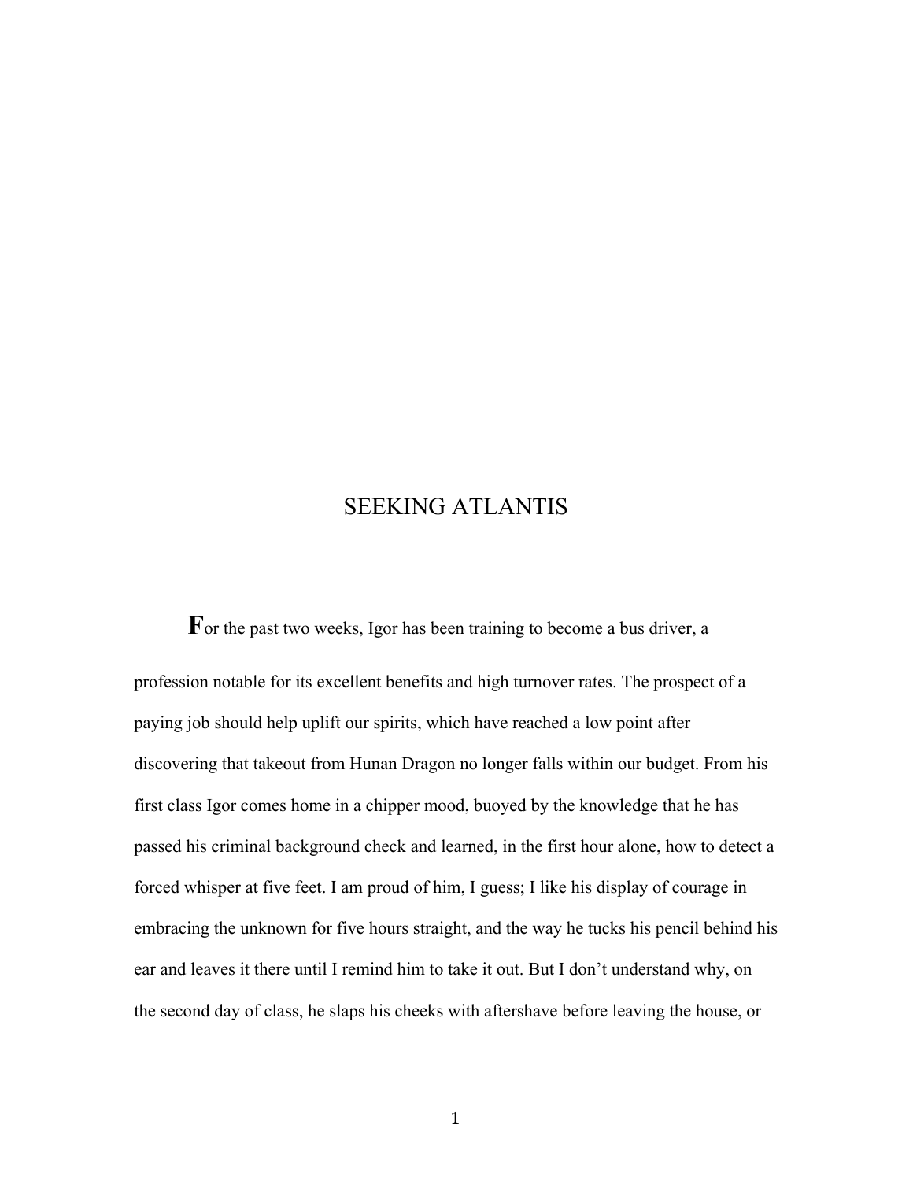# SEEKING ATLANTIS

For the past two weeks, Igor has been training to become a bus driver, a profession notable for its excellent benefits and high turnover rates. The prospect of a paying job should help uplift our spirits, which have reached a low point after discovering that takeout from Hunan Dragon no longer falls within our budget. From his first class Igor comes home in a chipper mood, buoyed by the knowledge that he has passed his criminal background check and learned, in the first hour alone, how to detect a forced whisper at five feet. I am proud of him, I guess; I like his display of courage in embracing the unknown for five hours straight, and the way he tucks his pencil behind his ear and leaves it there until I remind him to take it out. But I don't understand why, on the second day of class, he slaps his cheeks with aftershave before leaving the house, or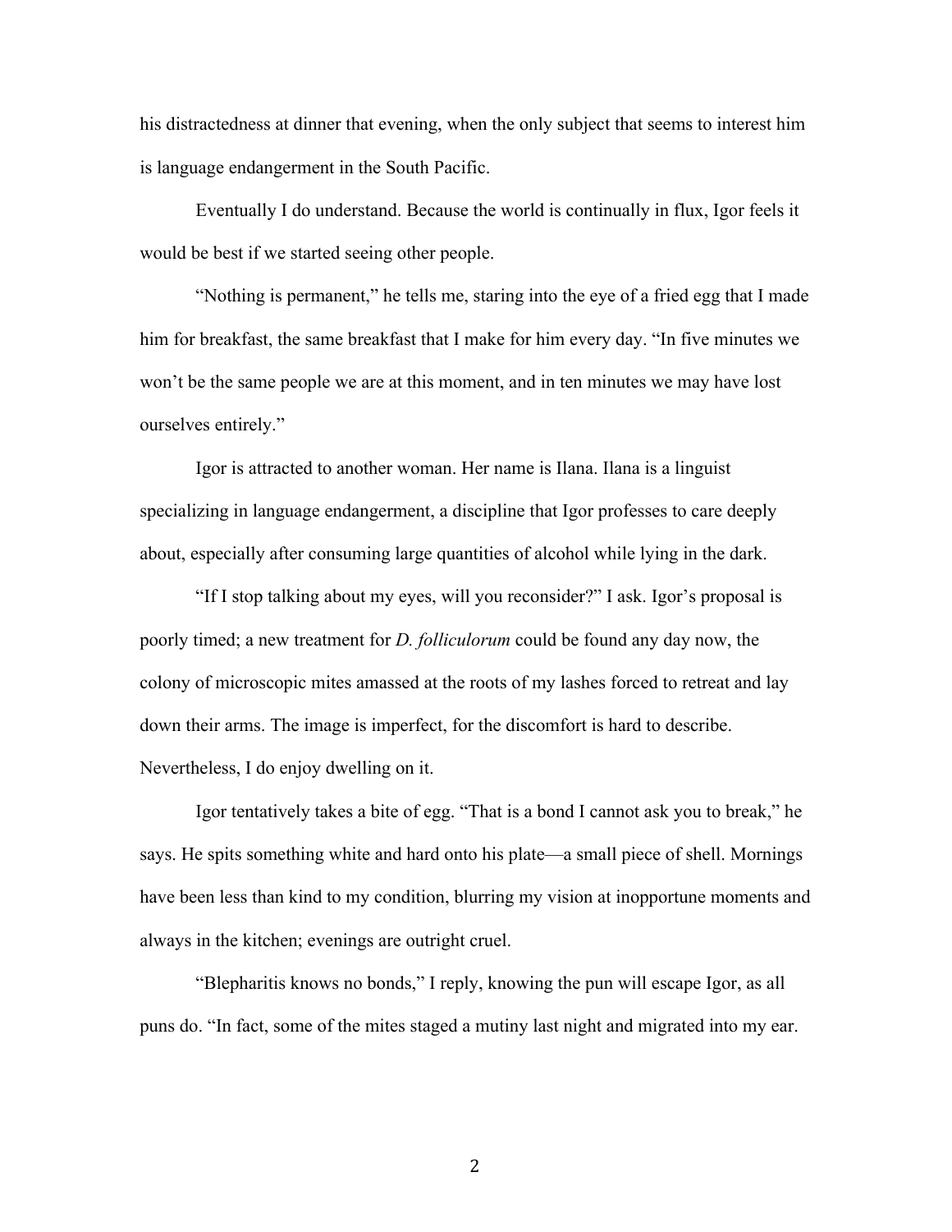his distractedness at dinner that evening, when the only subject that seems to interest him is language endangerment in the South Pacific.

Eventually I do understand. Because the world is continually in flux, Igor feels it would be best if we started seeing other people.

"Nothing is permanent," he tells me, staring into the eye of a fried egg that I made him for breakfast, the same breakfast that I make for him every day. "In five minutes we won't be the same people we are at this moment, and in ten minutes we may have lost ourselves entirely."

Igor is attracted to another woman. Her name is Ilana. Ilana is a linguist specializing in language endangerment, a discipline that Igor professes to care deeply about, especially after consuming large quantities of alcohol while lying in the dark.

"If I stop talking about my eyes, will you reconsider?" I ask. Igor's proposal is poorly timed; a new treatment for *D. folliculorum* could be found any day now, the colony of microscopic mites amassed at the roots of my lashes forced to retreat and lay down their arms. The image is imperfect, for the discomfort is hard to describe. Nevertheless, I do enjoy dwelling on it.

Igor tentatively takes a bite of egg. "That is a bond I cannot ask you to break," he says. He spits something white and hard onto his plate—a small piece of shell. Mornings have been less than kind to my condition, blurring my vision at inopportune moments and always in the kitchen; evenings are outright cruel.

"Blepharitis knows no bonds," I reply, knowing the pun will escape Igor, as all puns do. "In fact, some of the mites staged a mutiny last night and migrated into my ear.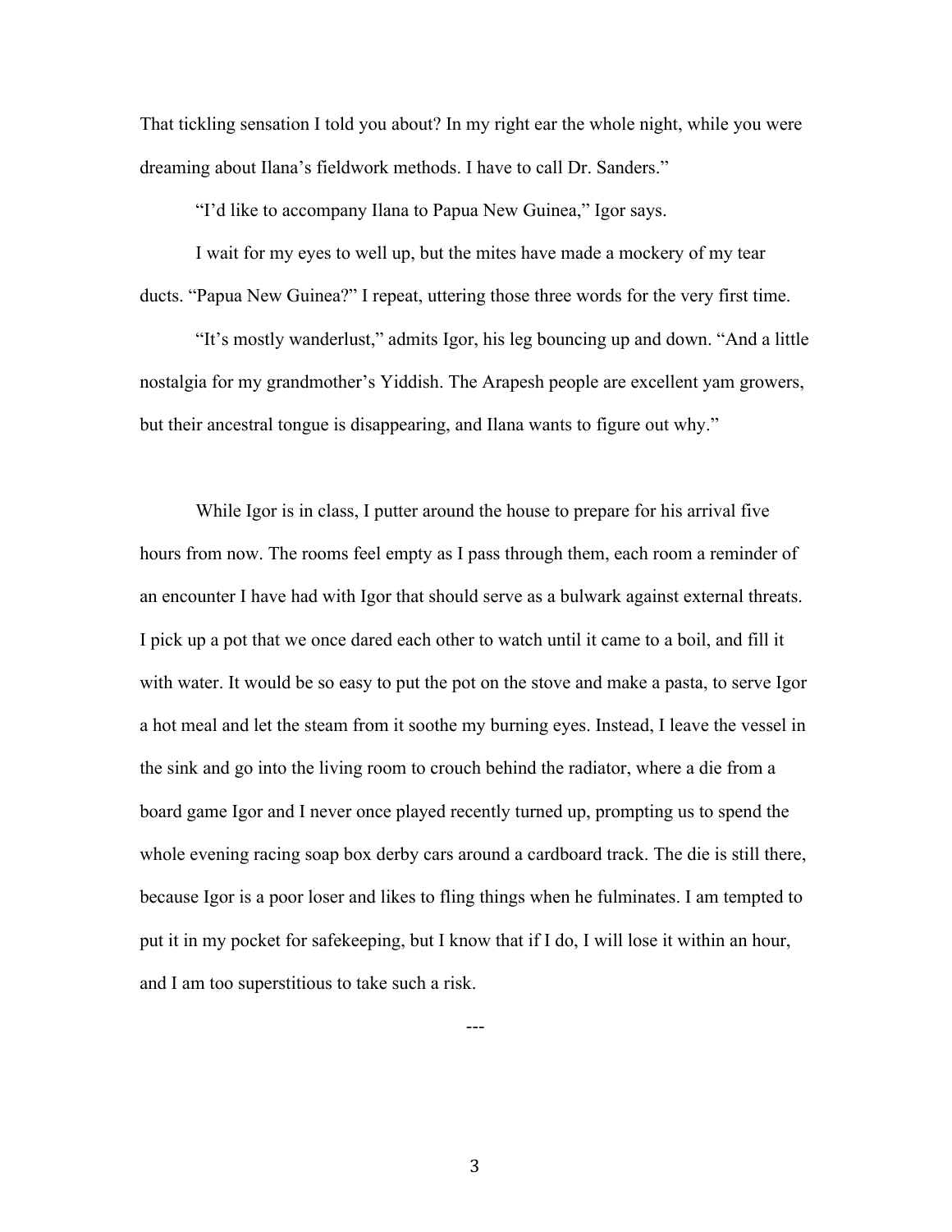That tickling sensation I told you about? In my right ear the whole night, while you were dreaming about Ilana's fieldwork methods. I have to call Dr. Sanders."

"I'd like to accompany Ilana to Papua New Guinea," Igor says.

I wait for my eyes to well up, but the mites have made a mockery of my tear ducts. "Papua New Guinea?" I repeat, uttering those three words for the very first time.

"It's mostly wanderlust," admits Igor, his leg bouncing up and down. "And a little nostalgia for my grandmother's Yiddish. The Arapesh people are excellent yam growers, but their ancestral tongue is disappearing, and Ilana wants to figure out why."

While Igor is in class, I putter around the house to prepare for his arrival five hours from now. The rooms feel empty as I pass through them, each room a reminder of an encounter I have had with Igor that should serve as a bulwark against external threats. I pick up a pot that we once dared each other to watch until it came to a boil, and fill it with water. It would be so easy to put the pot on the stove and make a pasta, to serve Igor a hot meal and let the steam from it soothe my burning eyes. Instead, I leave the vessel in the sink and go into the living room to crouch behind the radiator, where a die from a board game Igor and I never once played recently turned up, prompting us to spend the whole evening racing soap box derby cars around a cardboard track. The die is still there, because Igor is a poor loser and likes to fling things when he fulminates. I am tempted to put it in my pocket for safekeeping, but I know that if I do, I will lose it within an hour, and I am too superstitious to take such a risk.

---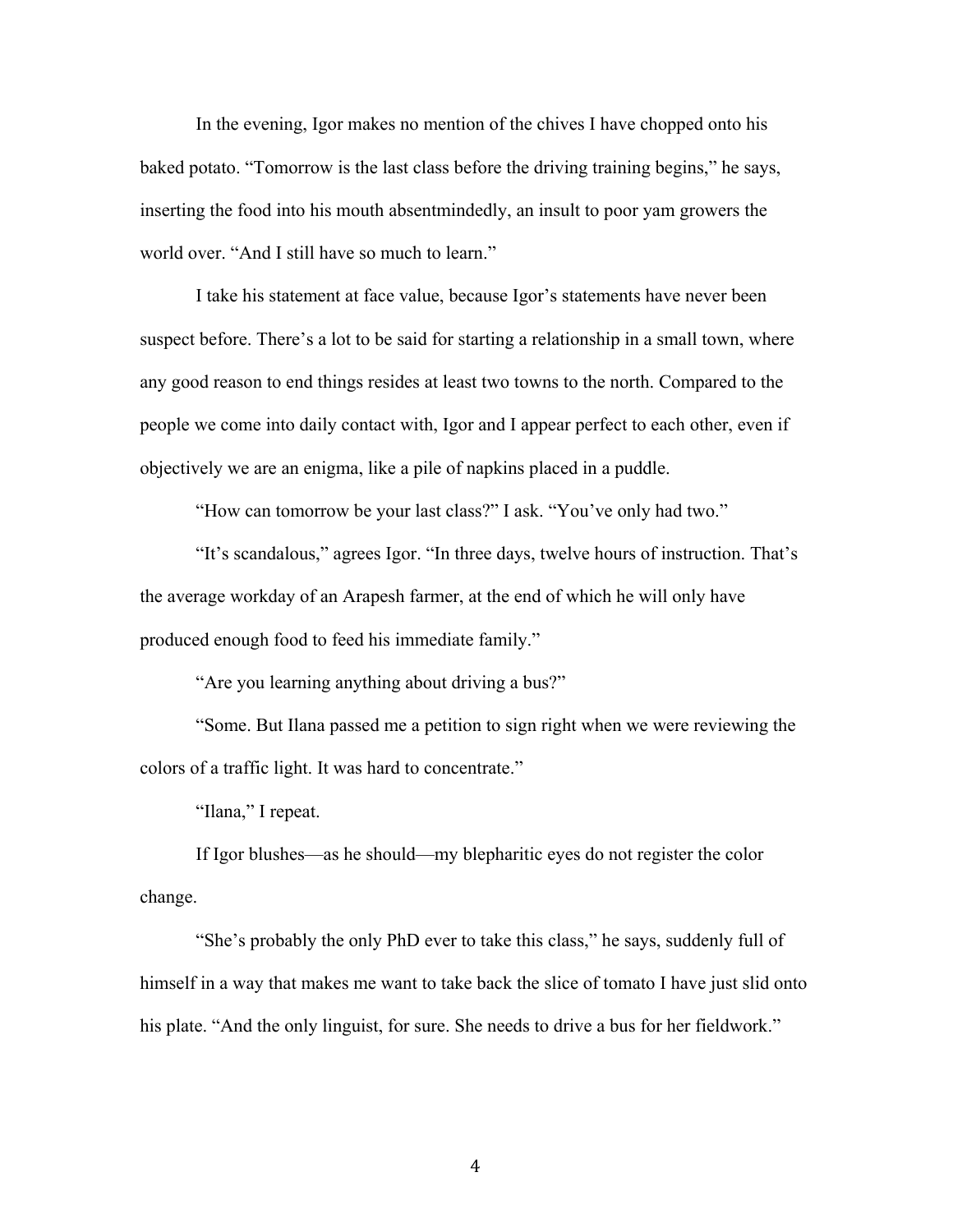In the evening, Igor makes no mention of the chives I have chopped onto his baked potato. "Tomorrow is the last class before the driving training begins," he says, inserting the food into his mouth absentmindedly, an insult to poor yam growers the world over. "And I still have so much to learn."

I take his statement at face value, because Igor's statements have never been suspect before. There's a lot to be said for starting a relationship in a small town, where any good reason to end things resides at least two towns to the north. Compared to the people we come into daily contact with, Igor and I appear perfect to each other, even if objectively we are an enigma, like a pile of napkins placed in a puddle.

"How can tomorrow be your last class?" I ask. "You've only had two."

"It's scandalous," agrees Igor. "In three days, twelve hours of instruction. That's the average workday of an Arapesh farmer, at the end of which he will only have produced enough food to feed his immediate family."

"Are you learning anything about driving a bus?"

"Some. But Ilana passed me a petition to sign right when we were reviewing the colors of a traffic light. It was hard to concentrate."

"Ilana," I repeat.

If Igor blushes—as he should—my blepharitic eyes do not register the color change.

"She's probably the only PhD ever to take this class," he says, suddenly full of himself in a way that makes me want to take back the slice of tomato I have just slid onto his plate. "And the only linguist, for sure. She needs to drive a bus for her fieldwork."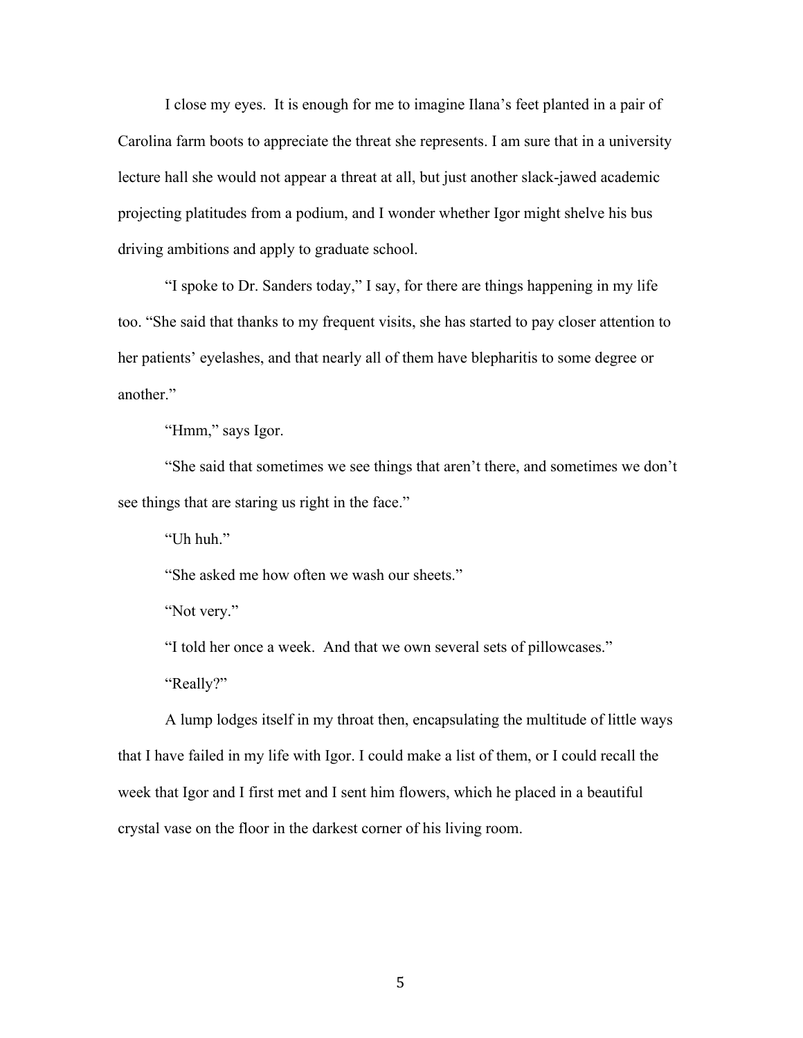I close my eyes. It is enough for me to imagine Ilana's feet planted in a pair of Carolina farm boots to appreciate the threat she represents. I am sure that in a university lecture hall she would not appear a threat at all, but just another slack-jawed academic projecting platitudes from a podium, and I wonder whether Igor might shelve his bus driving ambitions and apply to graduate school.

"I spoke to Dr. Sanders today," I say, for there are things happening in my life too. "She said that thanks to my frequent visits, she has started to pay closer attention to her patients' eyelashes, and that nearly all of them have blepharitis to some degree or another."

"Hmm," says Igor.

"She said that sometimes we see things that aren't there, and sometimes we don't see things that are staring us right in the face."

"Uh huh."

"She asked me how often we wash our sheets."

"Not very."

"I told her once a week. And that we own several sets of pillowcases."

"Really?"

A lump lodges itself in my throat then, encapsulating the multitude of little ways that I have failed in my life with Igor. I could make a list of them, or I could recall the week that Igor and I first met and I sent him flowers, which he placed in a beautiful crystal vase on the floor in the darkest corner of his living room.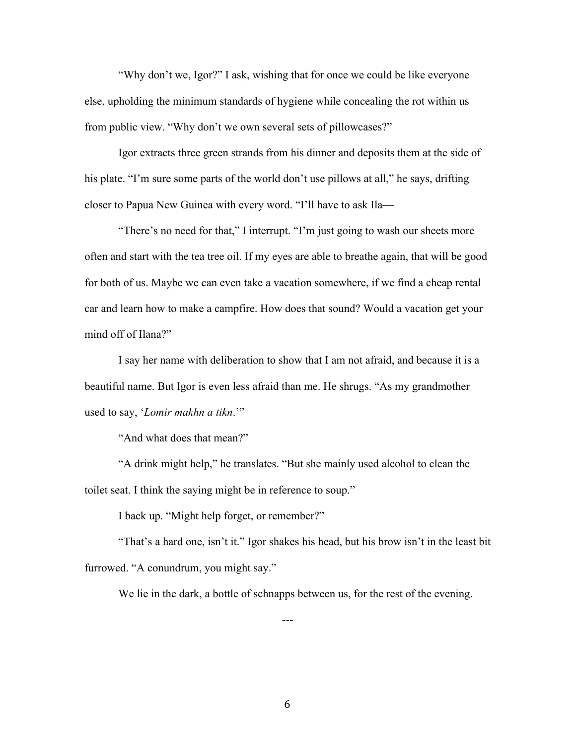"Why don't we, Igor?" I ask, wishing that for once we could be like everyone else, upholding the minimum standards of hygiene while concealing the rot within us from public view. "Why don't we own several sets of pillowcases?"

Igor extracts three green strands from his dinner and deposits them at the side of his plate. "I'm sure some parts of the world don't use pillows at all," he says, drifting closer to Papua New Guinea with every word. "I'll have to ask Ila—

"There's no need for that," I interrupt. "I'm just going to wash our sheets more often and start with the tea tree oil. If my eyes are able to breathe again, that will be good for both of us. Maybe we can even take a vacation somewhere, if we find a cheap rental car and learn how to make a campfire. How does that sound? Would a vacation get your mind off of Ilana?"

I say her name with deliberation to show that I am not afraid, and because it is a beautiful name. But Igor is even less afraid than me. He shrugs. "As my grandmother used to say, '*Lomir makhn a tikn*.'"

"And what does that mean?"

"A drink might help," he translates. "But she mainly used alcohol to clean the toilet seat. I think the saying might be in reference to soup."

I back up. "Might help forget, or remember?"

"That's a hard one, isn't it." Igor shakes his head, but his brow isn't in the least bit furrowed. "A conundrum, you might say."

We lie in the dark, a bottle of schnapps between us, for the rest of the evening.

---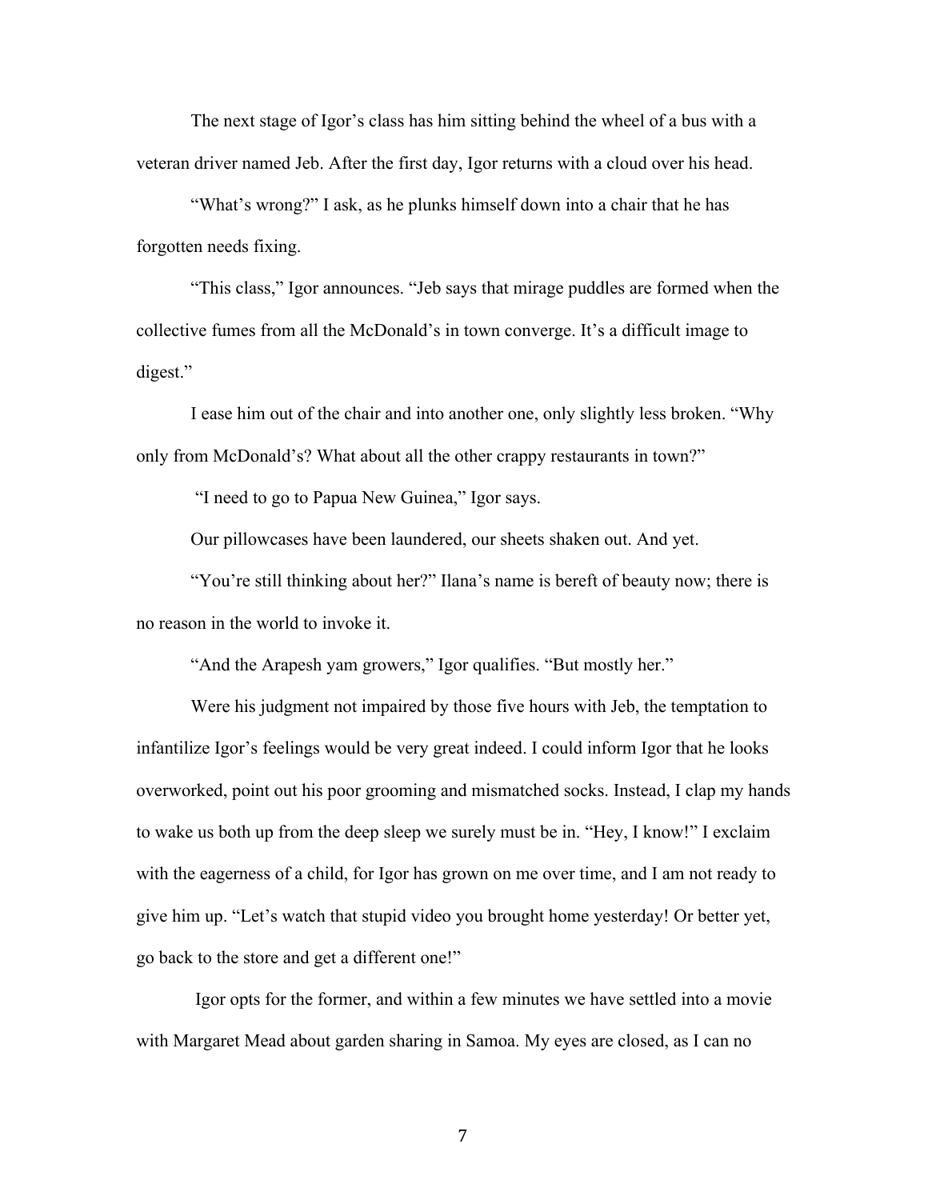The next stage of Igor's class has him sitting behind the wheel of a bus with a veteran driver named Jeb. After the first day, Igor returns with a cloud over his head.

"What's wrong?" I ask, as he plunks himself down into a chair that he has forgotten needs fixing.

"This class," Igor announces. "Jeb says that mirage puddles are formed when the collective fumes from all the McDonald's in town converge. It's a difficult image to digest."

I ease him out of the chair and into another one, only slightly less broken. "Why only from McDonald's? What about all the other crappy restaurants in town?"

"I need to go to Papua New Guinea," Igor says.

Our pillowcases have been laundered, our sheets shaken out. And yet.

"You're still thinking about her?" Ilana's name is bereft of beauty now; there is no reason in the world to invoke it.

"And the Arapesh yam growers," Igor qualifies. "But mostly her."

Were his judgment not impaired by those five hours with Jeb, the temptation to infantilize Igor's feelings would be very great indeed. I could inform Igor that he looks overworked, point out his poor grooming and mismatched socks. Instead, I clap my hands to wake us both up from the deep sleep we surely must be in. "Hey, I know!" I exclaim with the eagerness of a child, for Igor has grown on me over time, and I am not ready to give him up. "Let's watch that stupid video you brought home yesterday! Or better yet, go back to the store and get a different one!"

Igor opts for the former, and within a few minutes we have settled into a movie with Margaret Mead about garden sharing in Samoa. My eyes are closed, as I can no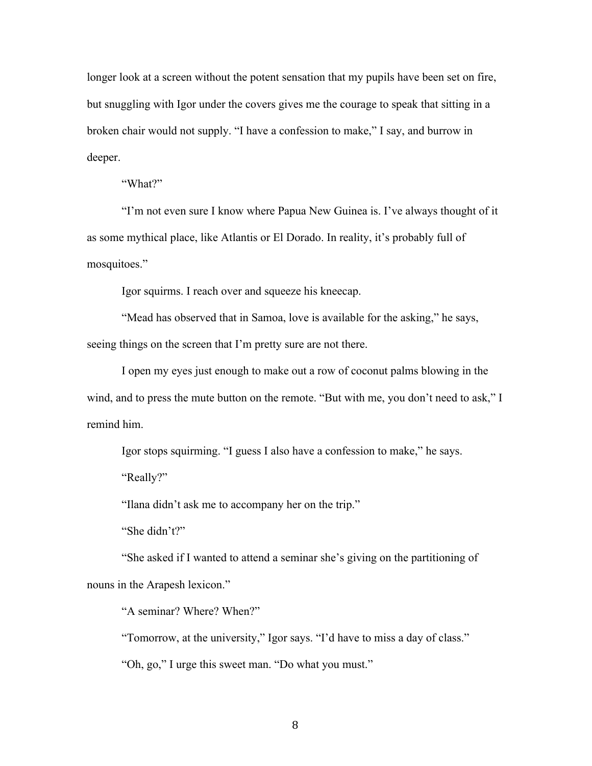longer look at a screen without the potent sensation that my pupils have been set on fire, but snuggling with Igor under the covers gives me the courage to speak that sitting in a broken chair would not supply. "I have a confession to make," I say, and burrow in deeper.

"What?"

"I'm not even sure I know where Papua New Guinea is. I've always thought of it as some mythical place, like Atlantis or El Dorado. In reality, it's probably full of mosquitoes."

Igor squirms. I reach over and squeeze his kneecap.

"Mead has observed that in Samoa, love is available for the asking," he says, seeing things on the screen that I'm pretty sure are not there.

I open my eyes just enough to make out a row of coconut palms blowing in the wind, and to press the mute button on the remote. "But with me, you don't need to ask," I remind him.

Igor stops squirming. "I guess I also have a confession to make," he says.

"Really?"

"Ilana didn't ask me to accompany her on the trip."

"She didn't?"

"She asked if I wanted to attend a seminar she's giving on the partitioning of nouns in the Arapesh lexicon."

"A seminar? Where? When?"

"Tomorrow, at the university," Igor says. "I'd have to miss a day of class."

"Oh, go," I urge this sweet man. "Do what you must."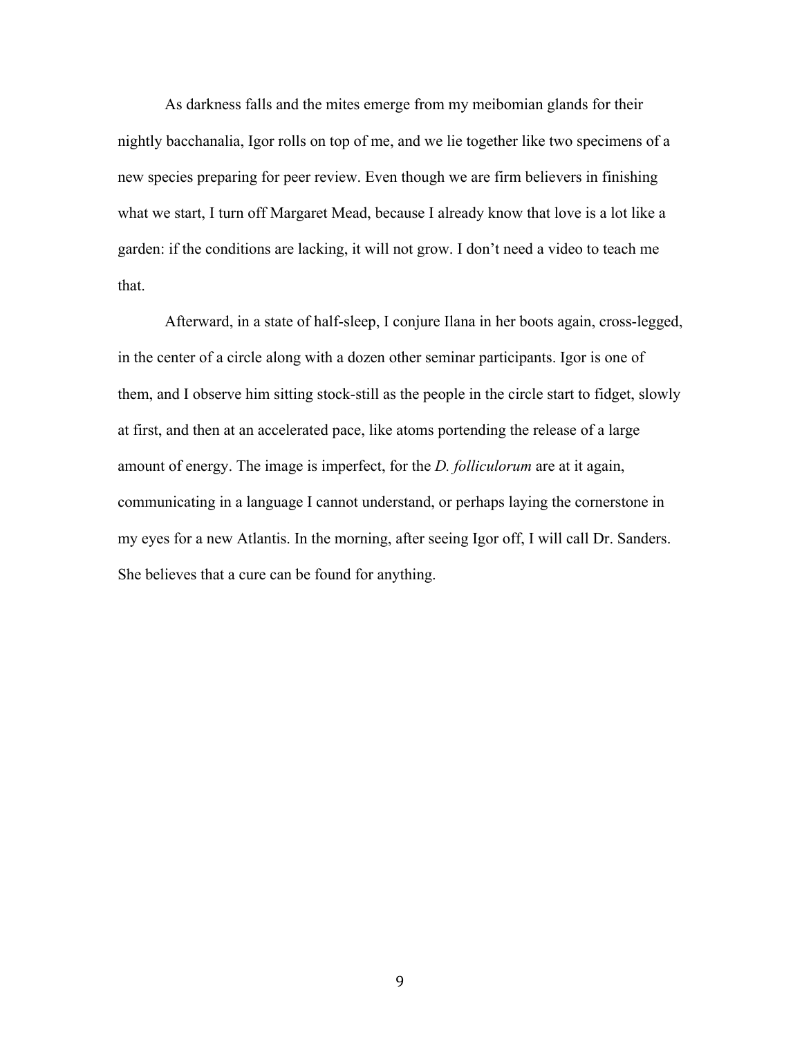As darkness falls and the mites emerge from my meibomian glands for their nightly bacchanalia, Igor rolls on top of me, and we lie together like two specimens of a new species preparing for peer review. Even though we are firm believers in finishing what we start, I turn off Margaret Mead, because I already know that love is a lot like a garden: if the conditions are lacking, it will not grow. I don't need a video to teach me that.

Afterward, in a state of half-sleep, I conjure Ilana in her boots again, cross-legged, in the center of a circle along with a dozen other seminar participants. Igor is one of them, and I observe him sitting stock-still as the people in the circle start to fidget, slowly at first, and then at an accelerated pace, like atoms portending the release of a large amount of energy. The image is imperfect, for the *D. folliculorum* are at it again, communicating in a language I cannot understand, or perhaps laying the cornerstone in my eyes for a new Atlantis. In the morning, after seeing Igor off, I will call Dr. Sanders. She believes that a cure can be found for anything.